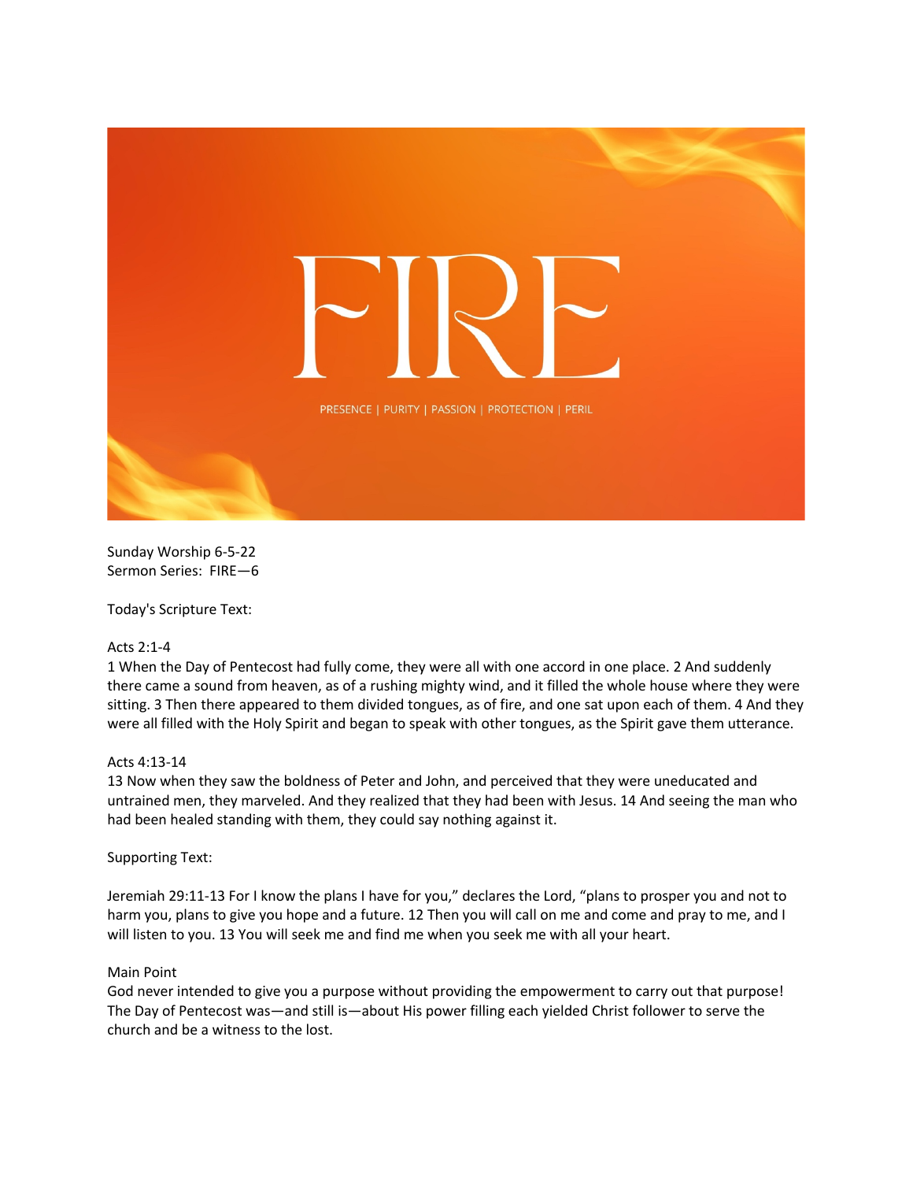# FIRE

PRESENCE | PURITY | PASSION | PROTECTION | PERIL

Sunday Worship 6-5-22
Sermon Series: FIRE—6

Today's Scripture Text:

Acts 2:1-4
1 When the Day of Pentecost had fully come, they were all with one accord in one place. 2 And suddenly there came a sound from heaven, as of a rushing mighty wind, and it filled the whole house where they were sitting. 3 Then there appeared to them divided tongues, as of fire, and one sat upon each of them. 4 And they were all filled with the Holy Spirit and began to speak with other tongues, as the Spirit gave them utterance.

Acts 4:13-14
13 Now when they saw the boldness of Peter and John, and perceived that they were uneducated and untrained men, they marveled. And they realized that they had been with Jesus. 14 And seeing the man who had been healed standing with them, they could say nothing against it.

Supporting Text:

Jeremiah 29:11-13 For I know the plans I have for you," declares the Lord, "plans to prosper you and not to harm you, plans to give you hope and a future. 12 Then you will call on me and come and pray to me, and I will listen to you. 13 You will seek me and find me when you seek me with all your heart.

Main Point
God never intended to give you a purpose without providing the empowerment to carry out that purpose! The Day of Pentecost was—and still is—about His power filling each yielded Christ follower to serve the church and be a witness to the lost.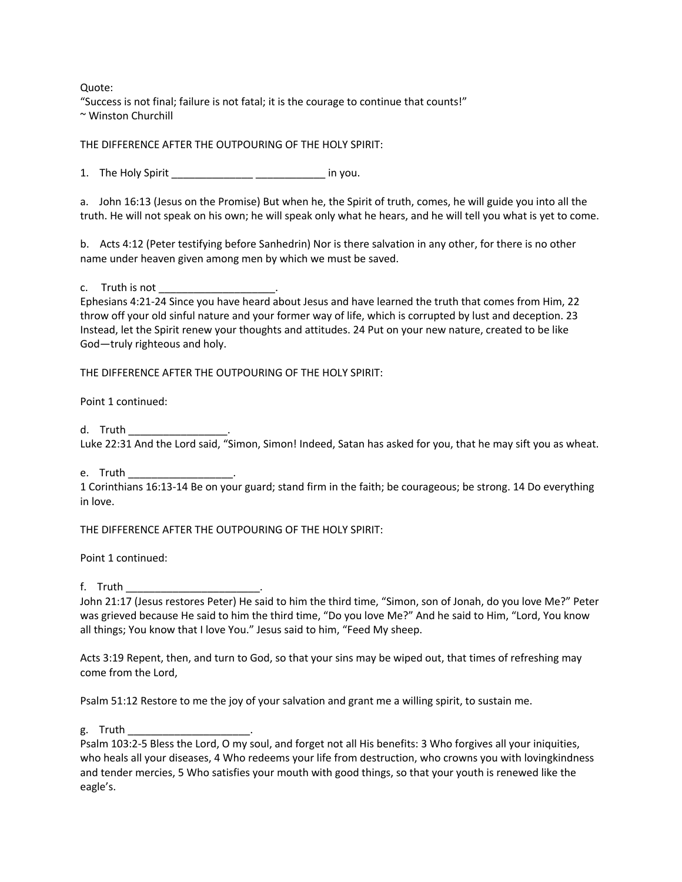Quote:
“Success is not final; failure is not fatal; it is the courage to continue that counts!”
~ Winston Churchill

THE DIFFERENCE AFTER THE OUTPOURING OF THE HOLY SPIRIT:

1. The Holy Spirit ______________ ____________ in you.

a. John 16:13 (Jesus on the Promise) But when he, the Spirit of truth, comes, he will guide you into all the truth. He will not speak on his own; he will speak only what he hears, and he will tell you what is yet to come.

b. Acts 4:12 (Peter testifying before Sanhedrin) Nor is there salvation in any other, for there is no other name under heaven given among men by which we must be saved.

c. Truth is not ____________________.
Ephesians 4:21-24 Since you have heard about Jesus and have learned the truth that comes from Him, 22 throw off your old sinful nature and your former way of life, which is corrupted by lust and deception. 23 Instead, let the Spirit renew your thoughts and attitudes. 24 Put on your new nature, created to be like God—truly righteous and holy.

THE DIFFERENCE AFTER THE OUTPOURING OF THE HOLY SPIRIT:

Point 1 continued:

d. Truth _________________.
Luke 22:31 And the Lord said, “Simon, Simon! Indeed, Satan has asked for you, that he may sift you as wheat.

e. Truth __________________.
1 Corinthians 16:13-14 Be on your guard; stand firm in the faith; be courageous; be strong. 14 Do everything in love.

THE DIFFERENCE AFTER THE OUTPOURING OF THE HOLY SPIRIT:

Point 1 continued:

f. Truth _______________________.
John 21:17 (Jesus restores Peter) He said to him the third time, “Simon, son of Jonah, do you love Me?” Peter was grieved because He said to him the third time, “Do you love Me?” And he said to Him, “Lord, You know all things; You know that I love You.” Jesus said to him, “Feed My sheep.

Acts 3:19 Repent, then, and turn to God, so that your sins may be wiped out, that times of refreshing may come from the Lord,

Psalm 51:12 Restore to me the joy of your salvation and grant me a willing spirit, to sustain me.

g. Truth _____________________.
Psalm 103:2-5 Bless the Lord, O my soul, and forget not all His benefits: 3 Who forgives all your iniquities, who heals all your diseases, 4 Who redeems your life from destruction, who crowns you with lovingkindness and tender mercies, 5 Who satisfies your mouth with good things, so that your youth is renewed like the eagle’s.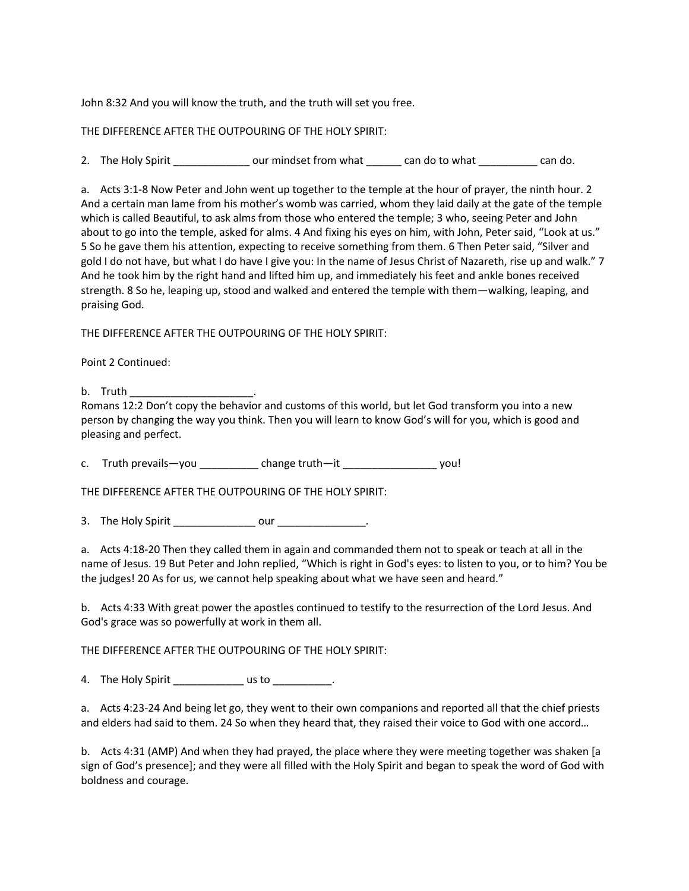John 8:32 And you will know the truth, and the truth will set you free.

THE DIFFERENCE AFTER THE OUTPOURING OF THE HOLY SPIRIT:

2. The Holy Spirit _____________ our mindset from what ______ can do to what __________ can do.

a. Acts 3:1-8 Now Peter and John went up together to the temple at the hour of prayer, the ninth hour. 2 And a certain man lame from his mother's womb was carried, whom they laid daily at the gate of the temple which is called Beautiful, to ask alms from those who entered the temple; 3 who, seeing Peter and John about to go into the temple, asked for alms. 4 And fixing his eyes on him, with John, Peter said, "Look at us." 5 So he gave them his attention, expecting to receive something from them. 6 Then Peter said, "Silver and gold I do not have, but what I do have I give you: In the name of Jesus Christ of Nazareth, rise up and walk." 7 And he took him by the right hand and lifted him up, and immediately his feet and ankle bones received strength. 8 So he, leaping up, stood and walked and entered the temple with them—walking, leaping, and praising God.

THE DIFFERENCE AFTER THE OUTPOURING OF THE HOLY SPIRIT:

Point 2 Continued:

b. Truth _____________________.
Romans 12:2 Don't copy the behavior and customs of this world, but let God transform you into a new person by changing the way you think. Then you will learn to know God's will for you, which is good and pleasing and perfect.

c. Truth prevails—you __________ change truth—it ________________ you!

THE DIFFERENCE AFTER THE OUTPOURING OF THE HOLY SPIRIT:

3. The Holy Spirit ______________ our _______________.

a. Acts 4:18-20 Then they called them in again and commanded them not to speak or teach at all in the name of Jesus. 19 But Peter and John replied, "Which is right in God's eyes: to listen to you, or to him? You be the judges! 20 As for us, we cannot help speaking about what we have seen and heard."

b. Acts 4:33 With great power the apostles continued to testify to the resurrection of the Lord Jesus. And God's grace was so powerfully at work in them all.

THE DIFFERENCE AFTER THE OUTPOURING OF THE HOLY SPIRIT:

4. The Holy Spirit ____________ us to __________.

a. Acts 4:23-24 And being let go, they went to their own companions and reported all that the chief priests and elders had said to them. 24 So when they heard that, they raised their voice to God with one accord…

b. Acts 4:31 (AMP) And when they had prayed, the place where they were meeting together was shaken [a sign of God's presence]; and they were all filled with the Holy Spirit and began to speak the word of God with boldness and courage.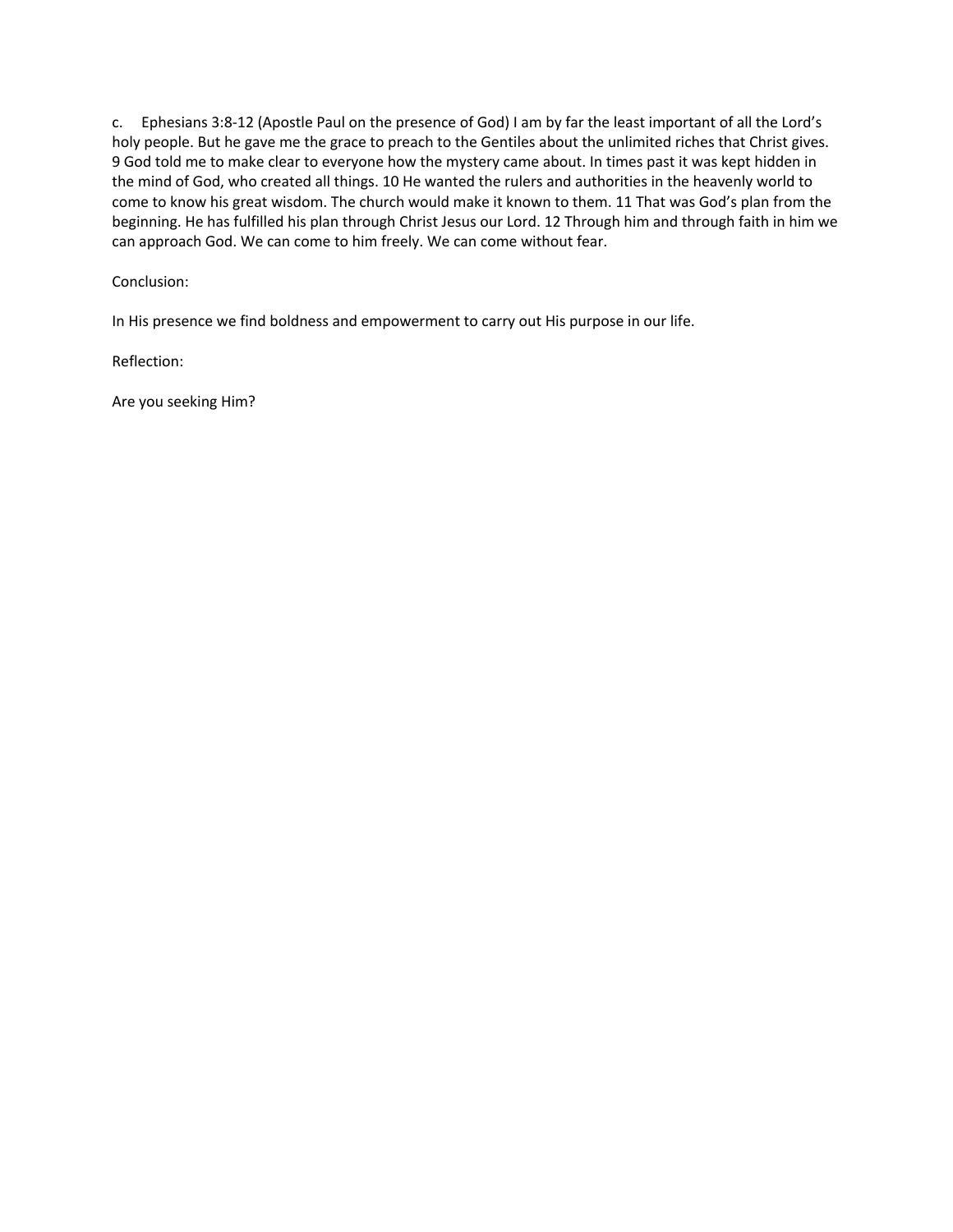c. Ephesians 3:8-12 (Apostle Paul on the presence of God) I am by far the least important of all the Lord's holy people. But he gave me the grace to preach to the Gentiles about the unlimited riches that Christ gives. 9 God told me to make clear to everyone how the mystery came about. In times past it was kept hidden in the mind of God, who created all things. 10 He wanted the rulers and authorities in the heavenly world to come to know his great wisdom. The church would make it known to them. 11 That was God's plan from the beginning. He has fulfilled his plan through Christ Jesus our Lord. 12 Through him and through faith in him we can approach God. We can come to him freely. We can come without fear.

Conclusion:

In His presence we find boldness and empowerment to carry out His purpose in our life.

Reflection:

Are you seeking Him?